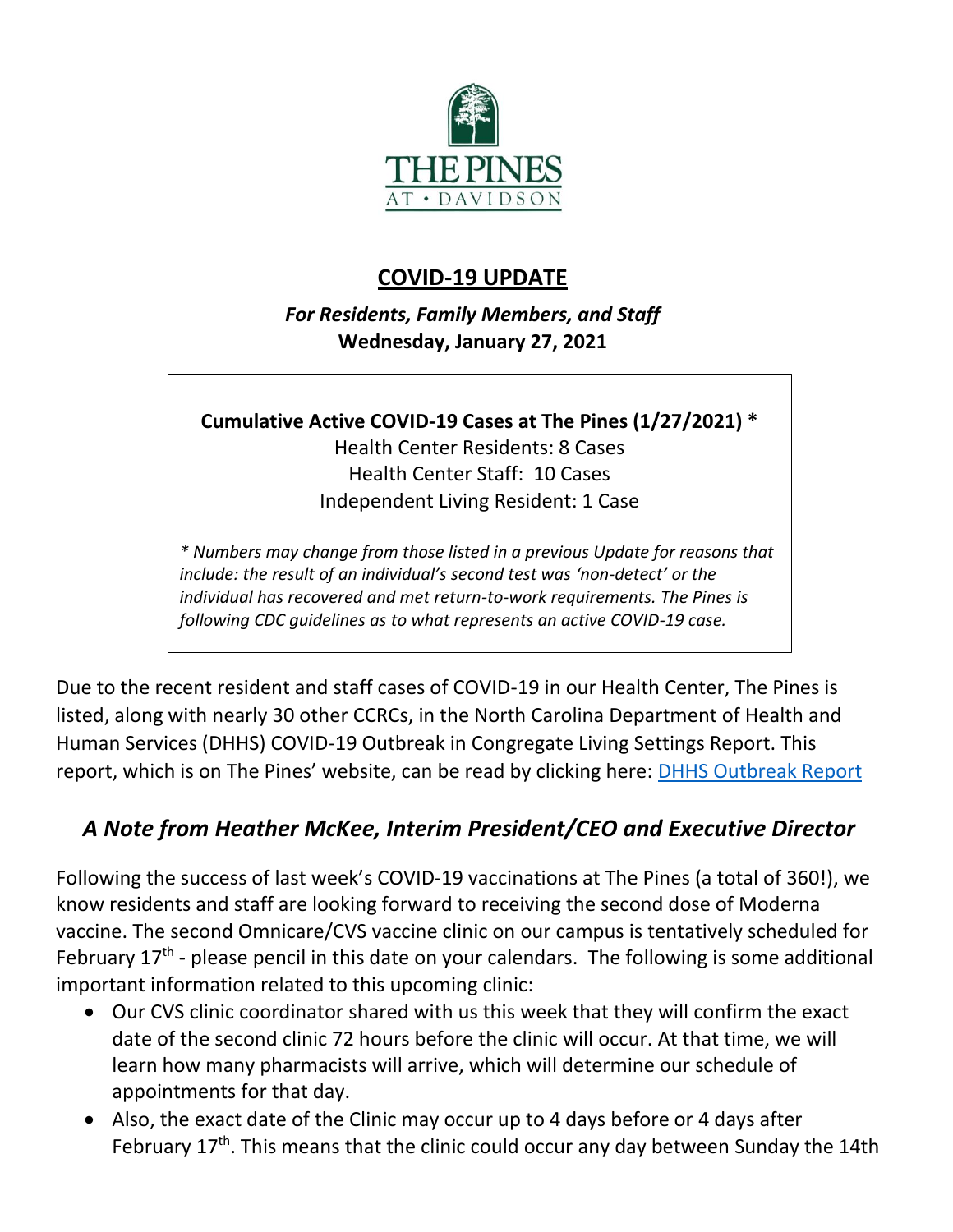THE PINES AT • DAVIDSON

# COVID-19 UPDATE

***For Residents, Family Members, and Staff***
**Wednesday, January 27, 2021**

**Cumulative Active COVID-19 Cases at The Pines (1/27/2021) \***
Health Center Residents: 8 Cases
Health Center Staff: 10 Cases
Independent Living Resident: 1 Case

*\* Numbers may change from those listed in a previous Update for reasons that include: the result of an individual's second test was 'non-detect' or the individual has recovered and met return-to-work requirements. The Pines is following CDC guidelines as to what represents an active COVID-19 case.*

Due to the recent resident and staff cases of COVID-19 in our Health Center, The Pines is listed, along with nearly 30 other CCRCs, in the North Carolina Department of Health and Human Services (DHHS) COVID-19 Outbreak in Congregate Living Settings Report. This report, which is on The Pines' website, can be read by clicking here: DHHS Outbreak Report

## *A Note from Heather McKee, Interim President/CEO and Executive Director*

Following the success of last week's COVID-19 vaccinations at The Pines (a total of 360!), we know residents and staff are looking forward to receiving the second dose of Moderna vaccine. The second Omnicare/CVS vaccine clinic on our campus is tentatively scheduled for February 17th - please pencil in this date on your calendars. The following is some additional important information related to this upcoming clinic:

- Our CVS clinic coordinator shared with us this week that they will confirm the exact date of the second clinic 72 hours before the clinic will occur. At that time, we will learn how many pharmacists will arrive, which will determine our schedule of appointments for that day.
- Also, the exact date of the Clinic may occur up to 4 days before or 4 days after February 17th. This means that the clinic could occur any day between Sunday the 14th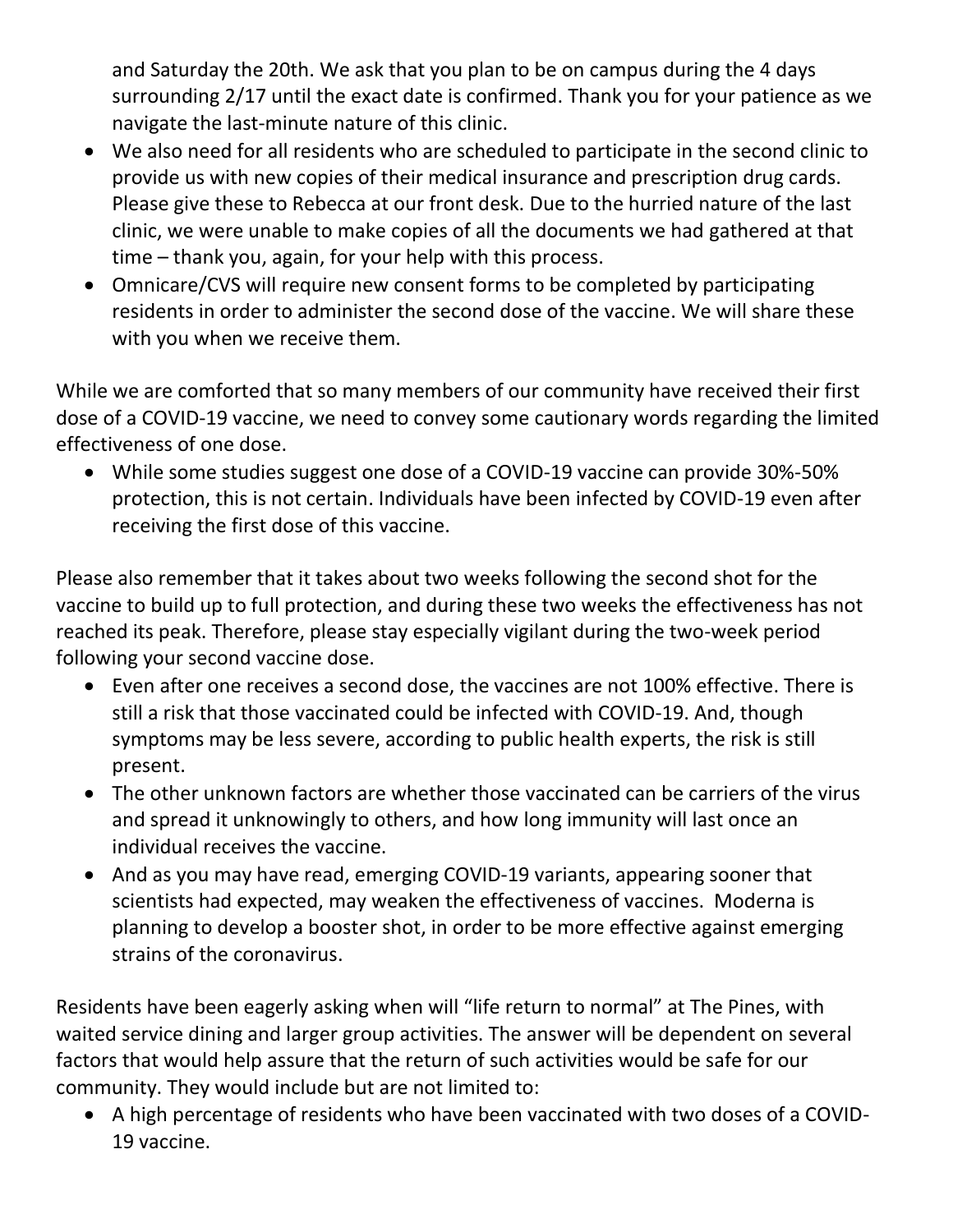and Saturday the 20th. We ask that you plan to be on campus during the 4 days surrounding 2/17 until the exact date is confirmed. Thank you for your patience as we navigate the last-minute nature of this clinic.

- We also need for all residents who are scheduled to participate in the second clinic to provide us with new copies of their medical insurance and prescription drug cards. Please give these to Rebecca at our front desk. Due to the hurried nature of the last clinic, we were unable to make copies of all the documents we had gathered at that time – thank you, again, for your help with this process.
- Omnicare/CVS will require new consent forms to be completed by participating residents in order to administer the second dose of the vaccine. We will share these with you when we receive them.

While we are comforted that so many members of our community have received their first dose of a COVID-19 vaccine, we need to convey some cautionary words regarding the limited effectiveness of one dose.

- While some studies suggest one dose of a COVID-19 vaccine can provide 30%-50% protection, this is not certain. Individuals have been infected by COVID-19 even after receiving the first dose of this vaccine.

Please also remember that it takes about two weeks following the second shot for the vaccine to build up to full protection, and during these two weeks the effectiveness has not reached its peak. Therefore, please stay especially vigilant during the two-week period following your second vaccine dose.

- Even after one receives a second dose, the vaccines are not 100% effective. There is still a risk that those vaccinated could be infected with COVID-19. And, though symptoms may be less severe, according to public health experts, the risk is still present.
- The other unknown factors are whether those vaccinated can be carriers of the virus and spread it unknowingly to others, and how long immunity will last once an individual receives the vaccine.
- And as you may have read, emerging COVID-19 variants, appearing sooner that scientists had expected, may weaken the effectiveness of vaccines. Moderna is planning to develop a booster shot, in order to be more effective against emerging strains of the coronavirus.

Residents have been eagerly asking when will "life return to normal" at The Pines, with waited service dining and larger group activities. The answer will be dependent on several factors that would help assure that the return of such activities would be safe for our community. They would include but are not limited to:

- A high percentage of residents who have been vaccinated with two doses of a COVID-19 vaccine.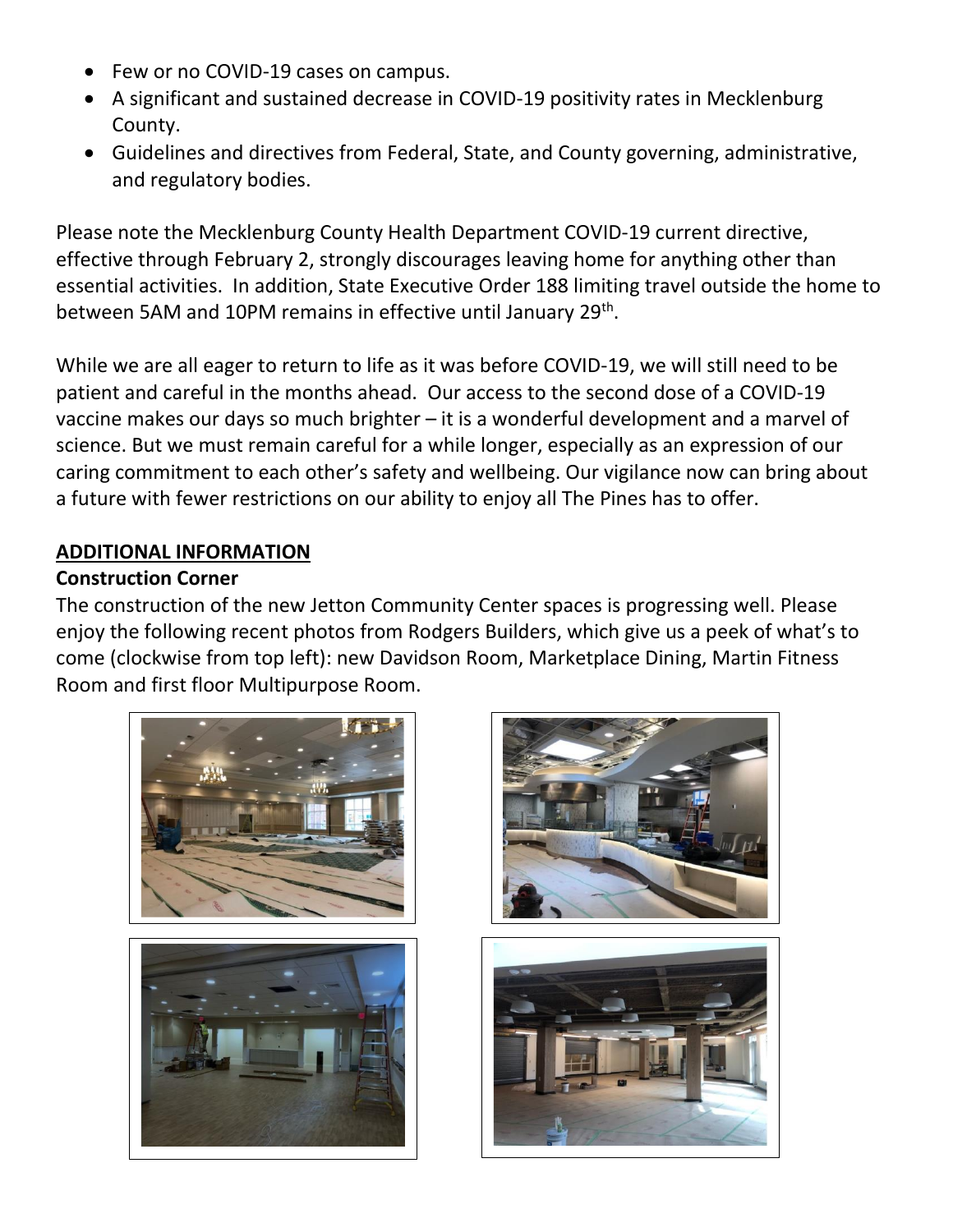- Few or no COVID-19 cases on campus.
- A significant and sustained decrease in COVID-19 positivity rates in Mecklenburg County.
- Guidelines and directives from Federal, State, and County governing, administrative, and regulatory bodies.

Please note the Mecklenburg County Health Department COVID-19 current directive, effective through February 2, strongly discourages leaving home for anything other than essential activities. In addition, State Executive Order 188 limiting travel outside the home to between 5AM and 10PM remains in effective until January 29th.

While we are all eager to return to life as it was before COVID-19, we will still need to be patient and careful in the months ahead. Our access to the second dose of a COVID-19 vaccine makes our days so much brighter – it is a wonderful development and a marvel of science. But we must remain careful for a while longer, especially as an expression of our caring commitment to each other's safety and wellbeing. Our vigilance now can bring about a future with fewer restrictions on our ability to enjoy all The Pines has to offer.

## ADDITIONAL INFORMATION

### Construction Corner

The construction of the new Jetton Community Center spaces is progressing well. Please enjoy the following recent photos from Rodgers Builders, which give us a peek of what's to come (clockwise from top left): new Davidson Room, Marketplace Dining, Martin Fitness Room and first floor Multipurpose Room.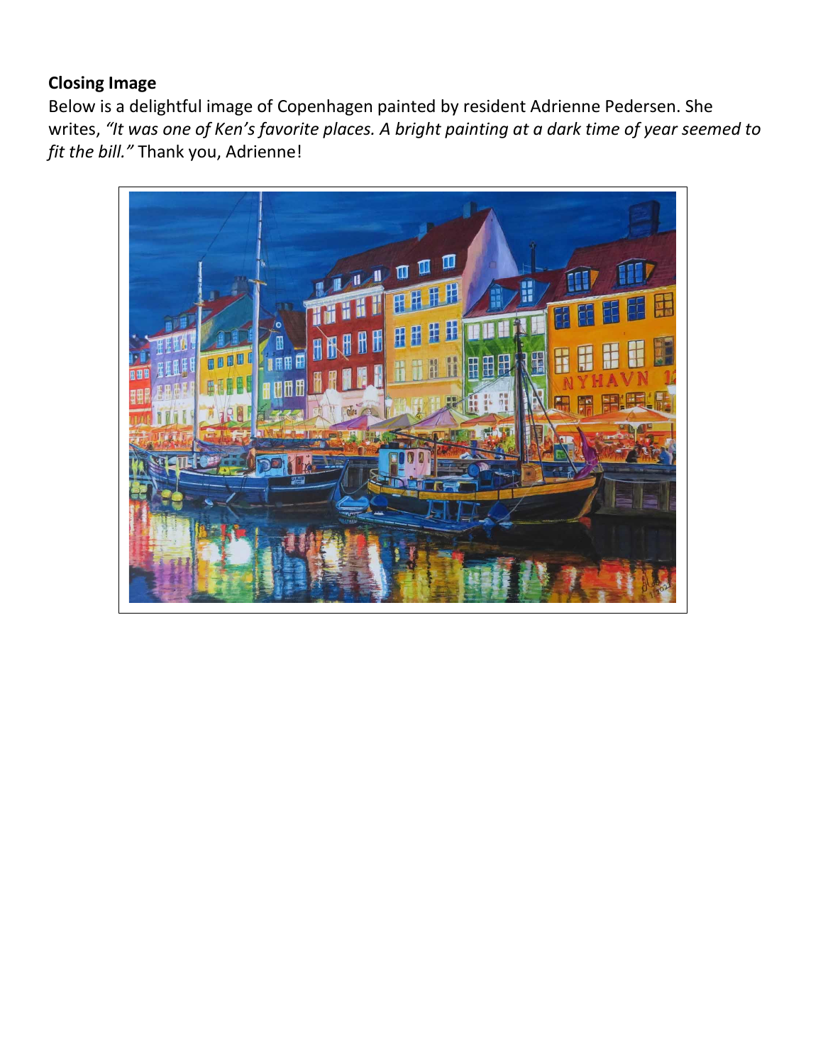**Closing Image**

Below is a delightful image of Copenhagen painted by resident Adrienne Pedersen. She writes, *"It was one of Ken's favorite places. A bright painting at a dark time of year seemed to fit the bill."* Thank you, Adrienne!